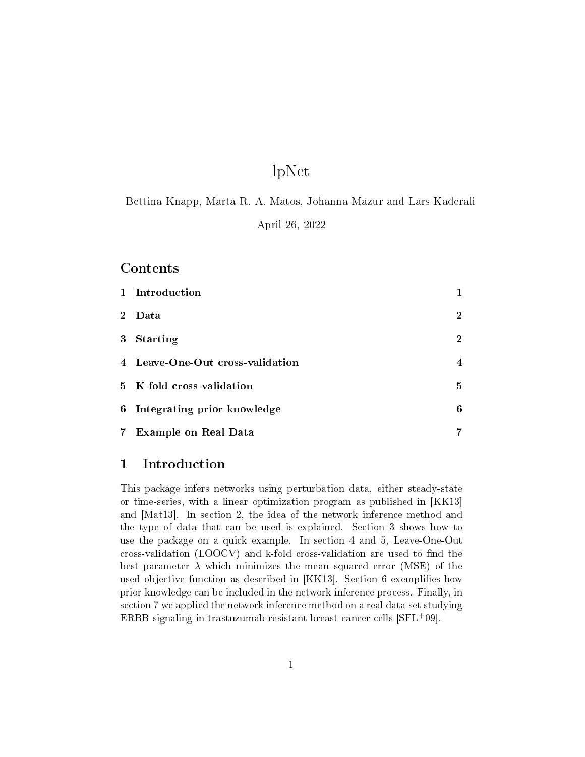# lpNet

Bettina Knapp, Marta R. A. Matos, Johanna Mazur and Lars Kaderali

April 26, 2022

## Contents

| | | |
|---|---|---|
| 1 | Introduction | 1 |
| 2 | Data | 2 |
| 3 | Starting | 2 |
| 4 | Leave-One-Out cross-validation | 4 |
| 5 | K-fold cross-validation | 5 |
| 6 | Integrating prior knowledge | 6 |
| 7 | Example on Real Data | 7 |

## 1 Introduction

This package infers networks using perturbation data, either steady-state or time-series, with a linear optimization program as published in [KK13] and [Mat13]. In section 2, the idea of the network inference method and the type of data that can be used is explained. Section 3 shows how to use the package on a quick example. In section 4 and 5, Leave-One-Out cross-validation (LOOCV) and k-fold cross-validation are used to find the best parameter $\lambda$ which minimizes the mean squared error (MSE) of the used objective function as described in [KK13]. Section 6 exemplifies how prior knowledge can be included in the network inference process. Finally, in section 7 we applied the network inference method on a real data set studying ERBB signaling in trastuzumab resistant breast cancer cells [SFL+09].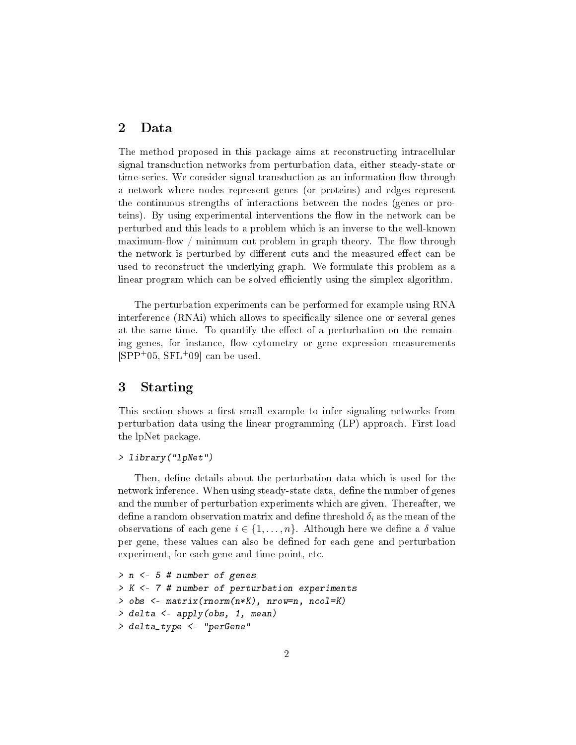## 2 Data

The method proposed in this package aims at reconstructing intracellular signal transduction networks from perturbation data, either steady-state or time-series. We consider signal transduction as an information flow through a network where nodes represent genes (or proteins) and edges represent the continuous strengths of interactions between the nodes (genes or proteins). By using experimental interventions the flow in the network can be perturbed and this leads to a problem which is an inverse to the well-known maximum-flow / minimum cut problem in graph theory. The flow through the network is perturbed by different cuts and the measured effect can be used to reconstruct the underlying graph. We formulate this problem as a linear program which can be solved efficiently using the simplex algorithm.

The perturbation experiments can be performed for example using RNA interference (RNAi) which allows to specifically silence one or several genes at the same time. To quantify the effect of a perturbation on the remaining genes, for instance, flow cytometry or gene expression measurements [SPP+05, SFL+09] can be used.

## 3 Starting

This section shows a first small example to infer signaling networks from perturbation data using the linear programming (LP) approach. First load the lpNet package.

```
> library("lpNet")
```

Then, define details about the perturbation data which is used for the network inference. When using steady-state data, define the number of genes and the number of perturbation experiments which are given. Thereafter, we define a random observation matrix and define threshold $\delta_i$ as the mean of the observations of each gene $i \in \{1, \ldots, n\}$. Although here we define a $\delta$ value per gene, these values can also be defined for each gene and perturbation experiment, for each gene and time-point, etc.

```
> n <- 5 # number of genes
> K <- 7 # number of perturbation experiments
> obs <- matrix(rnorm(n*K), nrow=n, ncol=K)
> delta <- apply(obs, 1, mean)
> delta_type <- "perGene"
```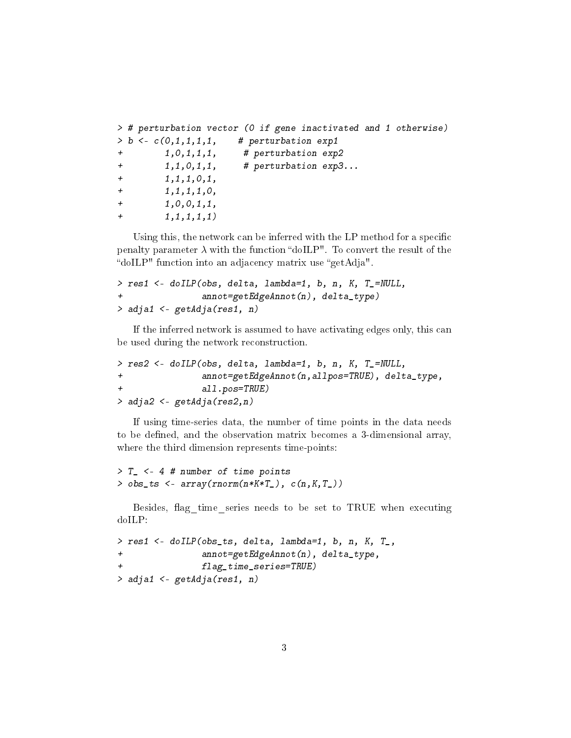```
> # perturbation vector (0 if gene inactivated and 1 otherwise)
> b <- c(0,1,1,1,1,    # perturbation exp1
+        1,0,1,1,1,     # perturbation exp2
+        1,1,0,1,1,     # perturbation exp3...
+        1,1,1,0,1,
+        1,1,1,1,0,
+        1,0,0,1,1,
+        1,1,1,1,1)
```

Using this, the network can be inferred with the LP method for a specific penalty parameter $\lambda$ with the function "doILP". To convert the result of the "doILP" function into an adjacency matrix use "getAdja".

```
> res1 <- doILP(obs, delta, lambda=1, b, n, K, T_=NULL,
+               annot=getEdgeAnnot(n), delta_type)
> adja1 <- getAdja(res1, n)
```

If the inferred network is assumed to have activating edges only, this can be used during the network reconstruction.

```
> res2 <- doILP(obs, delta, lambda=1, b, n, K, T_=NULL,
+               annot=getEdgeAnnot(n,allpos=TRUE), delta_type,
+               all.pos=TRUE)
> adja2 <- getAdja(res2,n)
```

If using time-series data, the number of time points in the data needs to be defined, and the observation matrix becomes a 3-dimensional array, where the third dimension represents time-points:

```
> T_ <- 4 # number of time points
> obs_ts <- array(rnorm(n*K*T_), c(n,K,T_))
```

Besides, flag_time_series needs to be set to TRUE when executing doILP:

```
> res1 <- doILP(obs_ts, delta, lambda=1, b, n, K, T_,
+               annot=getEdgeAnnot(n), delta_type,
+               flag_time_series=TRUE)
> adja1 <- getAdja(res1, n)
```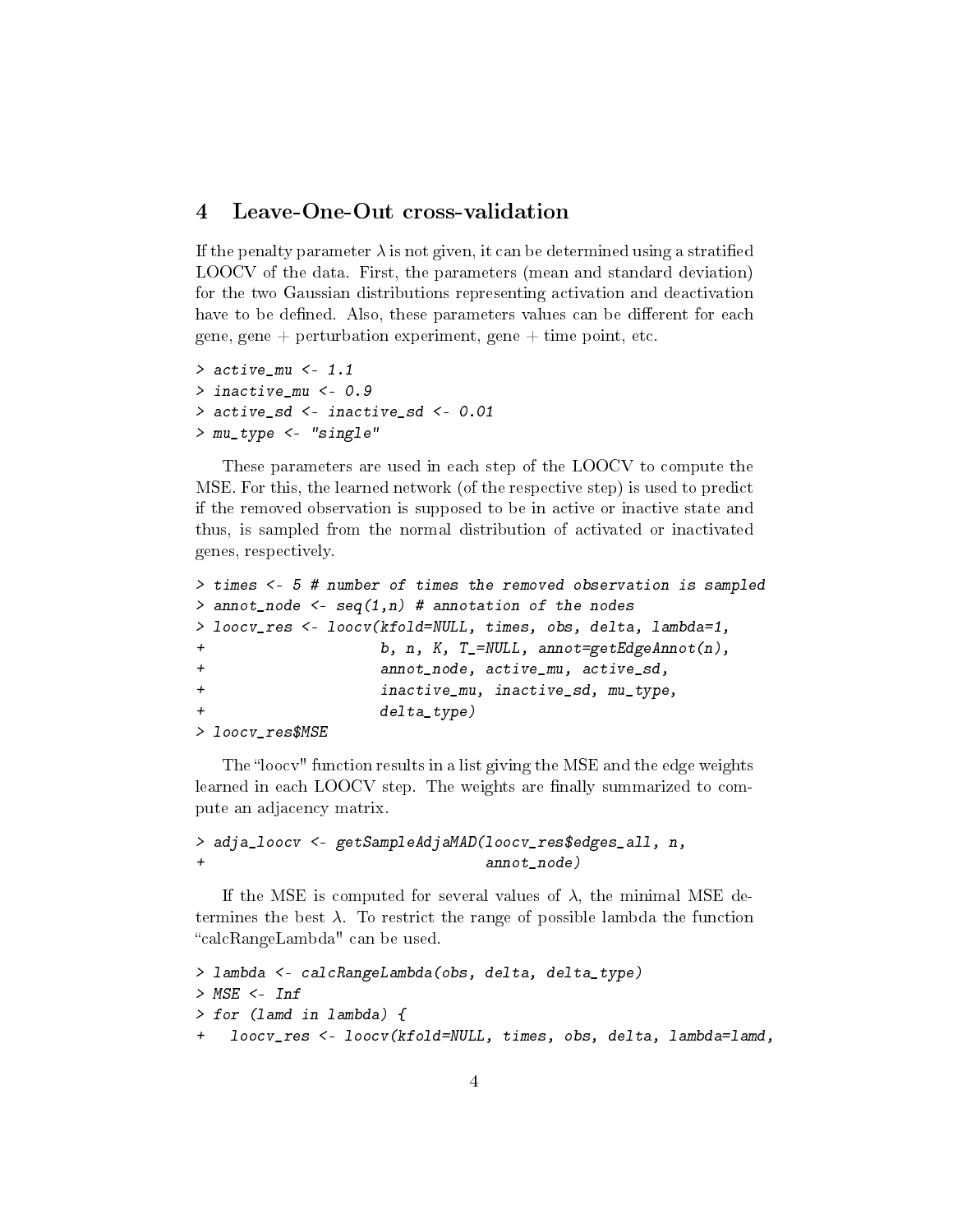# 4 Leave-One-Out cross-validation

If the penalty parameter $\lambda$ is not given, it can be determined using a stratified LOOCV of the data. First, the parameters (mean and standard deviation) for the two Gaussian distributions representing activation and deactivation have to be defined. Also, these parameters values can be different for each gene, gene + perturbation experiment, gene + time point, etc.

```
> active_mu <- 1.1
> inactive_mu <- 0.9
> active_sd <- inactive_sd <- 0.01
> mu_type <- "single"
```

These parameters are used in each step of the LOOCV to compute the MSE. For this, the learned network (of the respective step) is used to predict if the removed observation is supposed to be in active or inactive state and thus, is sampled from the normal distribution of activated or inactivated genes, respectively.

```
> times <- 5 # number of times the removed observation is sampled
> annot_node <- seq(1,n) # annotation of the nodes
> loocv_res <- loocv(kfold=NULL, times, obs, delta, lambda=1,
+                    b, n, K, T_=NULL, annot=getEdgeAnnot(n),
+                    annot_node, active_mu, active_sd,
+                    inactive_mu, inactive_sd, mu_type,
+                    delta_type)
> loocv_res$MSE
```

The "loocv" function results in a list giving the MSE and the edge weights learned in each LOOCV step. The weights are finally summarized to compute an adjacency matrix.

```
> adja_loocv <- getSampleAdjaMAD(loocv_res$edges_all, n,
+                                annot_node)
```

If the MSE is computed for several values of $\lambda$, the minimal MSE determines the best $\lambda$. To restrict the range of possible lambda the function "calcRangeLambda" can be used.

```
> lambda <- calcRangeLambda(obs, delta, delta_type)
> MSE <- Inf
> for (lamd in lambda) {
+   loocv_res <- loocv(kfold=NULL, times, obs, delta, lambda=lamd,
```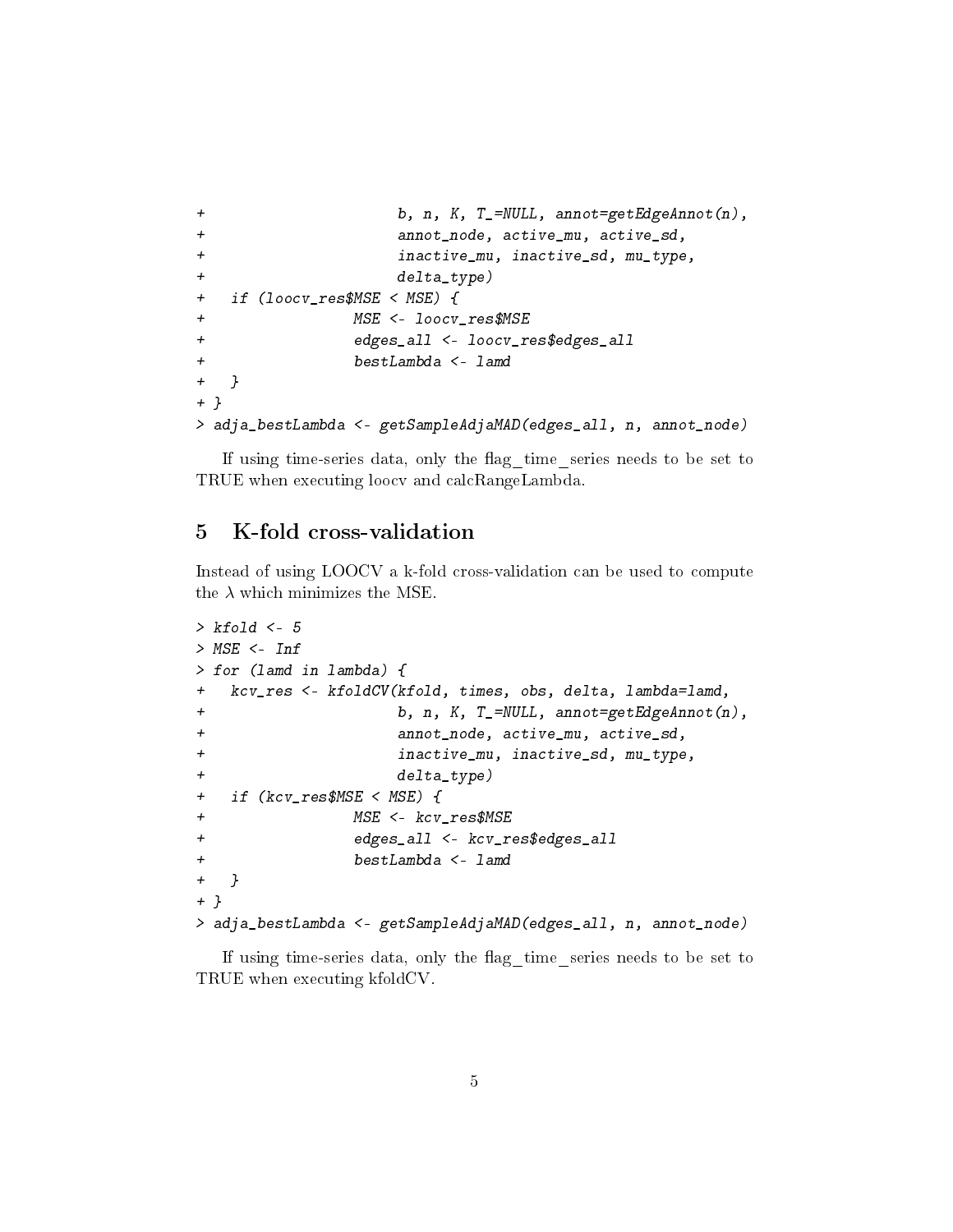```
+                      b, n, K, T_=NULL, annot=getEdgeAnnot(n),
+                      annot_node, active_mu, active_sd,
+                      inactive_mu, inactive_sd, mu_type,
+                      delta_type)
+   if (loocv_res$MSE < MSE) {
+                 MSE <- loocv_res$MSE
+                 edges_all <- loocv_res$edges_all
+                 bestLambda <- lamd
+   }
+ }
> adja_bestLambda <- getSampleAdjaMAD(edges_all, n, annot_node)
```

If using time-series data, only the flag_time_series needs to be set to TRUE when executing loocv and calcRangeLambda.

## 5 K-fold cross-validation

Instead of using LOOCV a k-fold cross-validation can be used to compute the $\lambda$ which minimizes the MSE.

```
> kfold <- 5
> MSE <- Inf
> for (lamd in lambda) {
+   kcv_res <- kfoldCV(kfold, times, obs, delta, lambda=lamd,
+                      b, n, K, T_=NULL, annot=getEdgeAnnot(n),
+                      annot_node, active_mu, active_sd,
+                      inactive_mu, inactive_sd, mu_type,
+                      delta_type)
+   if (kcv_res$MSE < MSE) {
+                 MSE <- kcv_res$MSE
+                 edges_all <- kcv_res$edges_all
+                 bestLambda <- lamd
+   }
+ }
> adja_bestLambda <- getSampleAdjaMAD(edges_all, n, annot_node)
```

If using time-series data, only the flag_time_series needs to be set to TRUE when executing kfoldCV.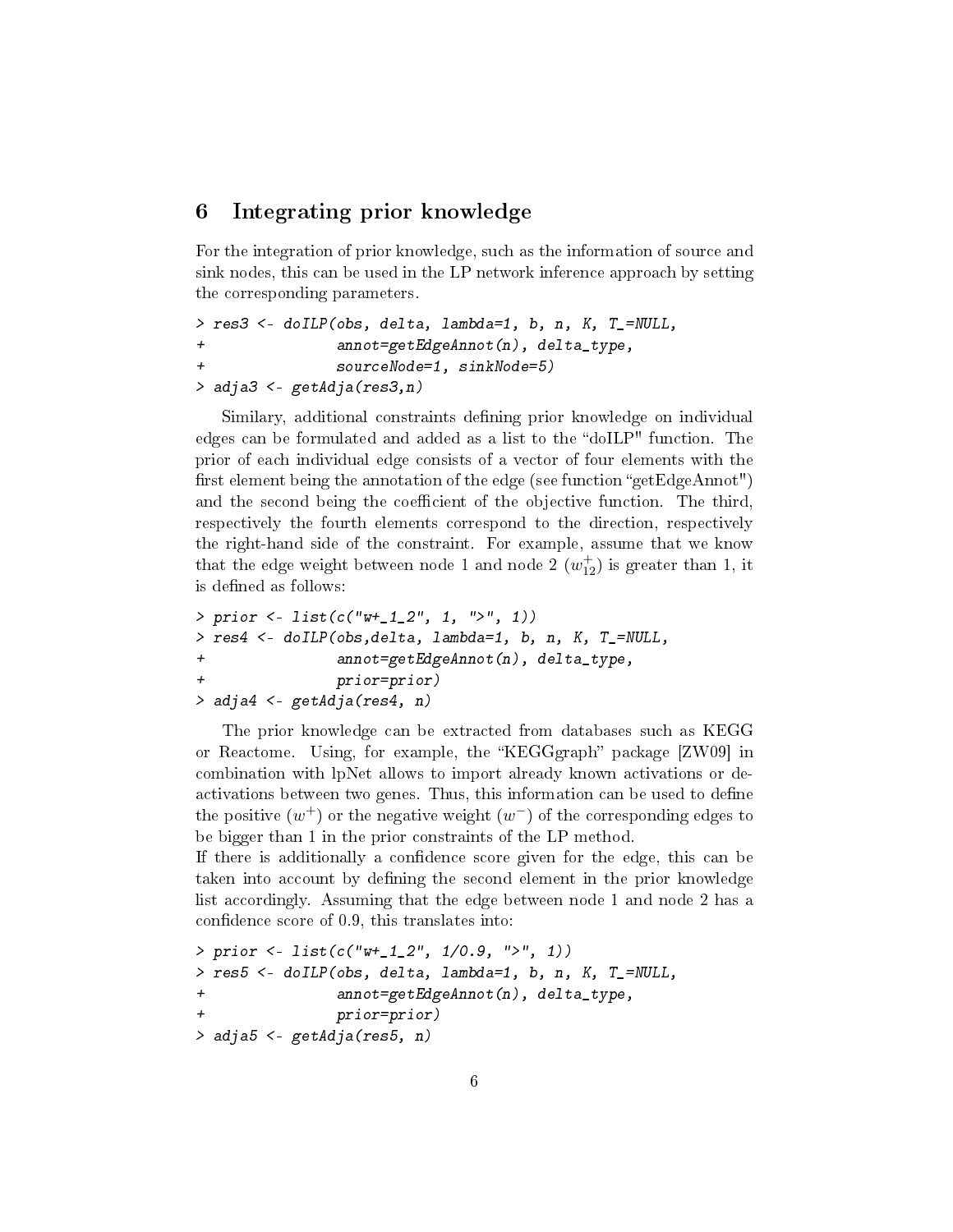## 6 Integrating prior knowledge

For the integration of prior knowledge, such as the information of source and sink nodes, this can be used in the LP network inference approach by setting the corresponding parameters.

```
> res3 <- doILP(obs, delta, lambda=1, b, n, K, T_=NULL,
+               annot=getEdgeAnnot(n), delta_type,
+               sourceNode=1, sinkNode=5)
> adja3 <- getAdja(res3,n)
```

Similary, additional constraints defining prior knowledge on individual edges can be formulated and added as a list to the "doILP" function. The prior of each individual edge consists of a vector of four elements with the first element being the annotation of the edge (see function "getEdgeAnnot") and the second being the coefficient of the objective function. The third, respectively the fourth elements correspond to the direction, respectively the right-hand side of the constraint. For example, assume that we know that the edge weight between node 1 and node 2 ($w^+_{12}$) is greater than 1, it is defined as follows:

```
> prior <- list(c("w+_1_2", 1, ">", 1))
> res4 <- doILP(obs,delta, lambda=1, b, n, K, T_=NULL,
+               annot=getEdgeAnnot(n), delta_type,
+               prior=prior)
> adja4 <- getAdja(res4, n)
```

The prior knowledge can be extracted from databases such as KEGG or Reactome. Using, for example, the "KEGGgraph" package [ZW09] in combination with lpNet allows to import already known activations or deactivations between two genes. Thus, this information can be used to define the positive ($w^+$) or the negative weight ($w^-$) of the corresponding edges to be bigger than 1 in the prior constraints of the LP method.
If there is additionally a confidence score given for the edge, this can be taken into account by defining the second element in the prior knowledge list accordingly. Assuming that the edge between node 1 and node 2 has a confidence score of 0.9, this translates into:

```
> prior <- list(c("w+_1_2", 1/0.9, ">", 1))
> res5 <- doILP(obs, delta, lambda=1, b, n, K, T_=NULL,
+               annot=getEdgeAnnot(n), delta_type,
+               prior=prior)
> adja5 <- getAdja(res5, n)
```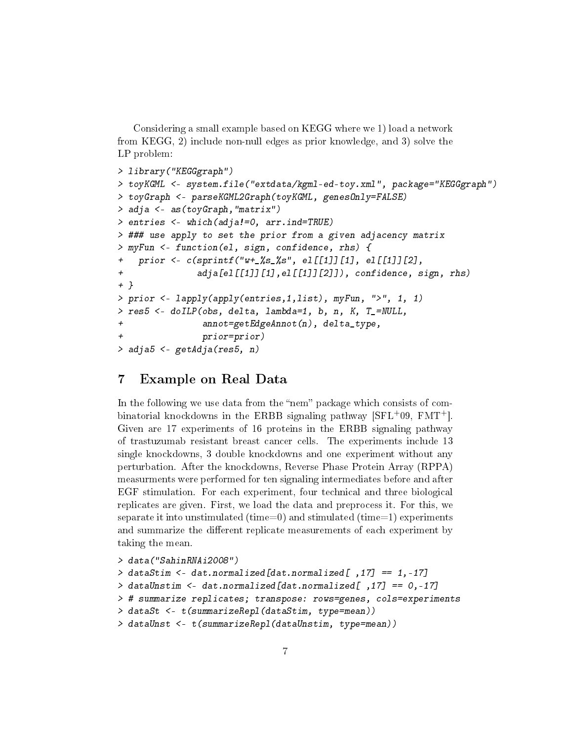Considering a small example based on KEGG where we 1) load a network from KEGG, 2) include non-null edges as prior knowledge, and 3) solve the LP problem:

```
> library("KEGGgraph")
> toyKGML <- system.file("extdata/kgml-ed-toy.xml", package="KEGGgraph")
> toyGraph <- parseKGML2Graph(toyKGML, genesOnly=FALSE)
> adja <- as(toyGraph,"matrix")
> entries <- which(adja!=0, arr.ind=TRUE)
> ### use apply to set the prior from a given adjacency matrix
> myFun <- function(el, sign, confidence, rhs) {
+   prior <- c(sprintf("w+_%s_%s", el[[1]][1], el[[1]][2],
+              adja[el[[1]][1],el[[1]][2]]), confidence, sign, rhs)
+ }
> prior <- lapply(apply(entries,1,list), myFun, ">", 1, 1)
> res5 <- doILP(obs, delta, lambda=1, b, n, K, T_=NULL,
+               annot=getEdgeAnnot(n), delta_type,
+               prior=prior)
> adja5 <- getAdja(res5, n)
```

## 7 Example on Real Data

In the following we use data from the "nem" package which consists of combinatorial knockdowns in the ERBB signaling pathway [SFL+09, FMT+]. Given are 17 experiments of 16 proteins in the ERBB signaling pathway of trastuzumab resistant breast cancer cells. The experiments include 13 single knockdowns, 3 double knockdowns and one experiment without any perturbation. After the knockdowns, Reverse Phase Protein Array (RPPA) measurments were performed for ten signaling intermediates before and after EGF stimulation. For each experiment, four technical and three biological replicates are given. First, we load the data and preprocess it. For this, we separate it into unstimulated (time=0) and stimulated (time=1) experiments and summarize the different replicate measurements of each experiment by taking the mean.

```
> data("SahinRNAi2008")
> dataStim <- dat.normalized[dat.normalized[ ,17] == 1,-17]
> dataUnstim <- dat.normalized[dat.normalized[ ,17] == 0,-17]
> # summarize replicates; transpose: rows=genes, cols=experiments
> dataSt <- t(summarizeRepl(dataStim, type=mean))
> dataUnst <- t(summarizeRepl(dataUnstim, type=mean))
```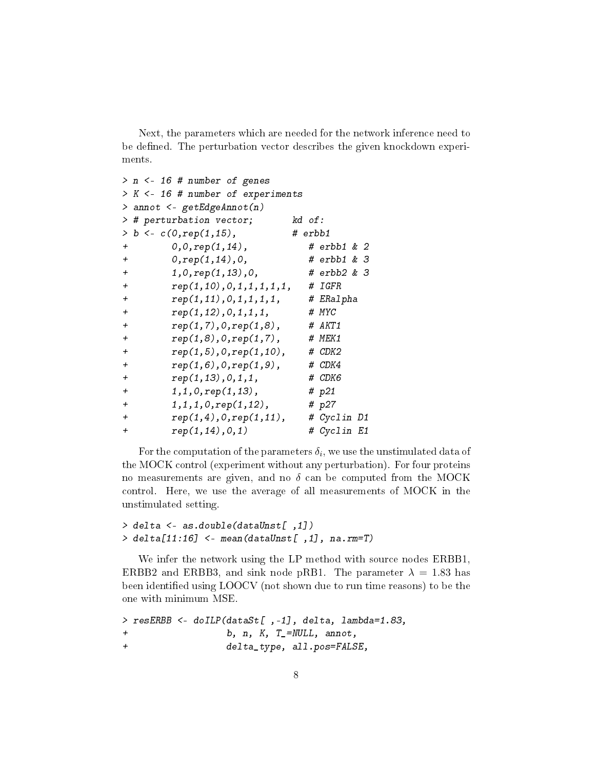Next, the parameters which are needed for the network inference need to be defined. The perturbation vector describes the given knockdown experiments.

```
> n <- 16 # number of genes
> K <- 16 # number of experiments
> annot <- getEdgeAnnot(n)
> # perturbation vector;       kd of:
> b <- c(0,rep(1,15),          # erbb1
+        0,0,rep(1,14),          # erbb1 & 2
+        0,rep(1,14),0,          # erbb1 & 3
+        1,0,rep(1,13),0,        # erbb2 & 3
+        rep(1,10),0,1,1,1,1,1,  # IGFR
+        rep(1,11),0,1,1,1,1,    # ERalpha
+        rep(1,12),0,1,1,1,      # MYC
+        rep(1,7),0,rep(1,8),    # AKT1
+        rep(1,8),0,rep(1,7),    # MEK1
+        rep(1,5),0,rep(1,10),   # CDK2
+        rep(1,6),0,rep(1,9),    # CDK4
+        rep(1,13),0,1,1,        # CDK6
+        1,1,0,rep(1,13),        # p21
+        1,1,1,0,rep(1,12),      # p27
+        rep(1,4),0,rep(1,11),   # Cyclin D1
+        rep(1,14),0,1)          # Cyclin E1
```

For the computation of the parameters $\delta_i$, we use the unstimulated data of the MOCK control (experiment without any perturbation). For four proteins no measurements are given, and no $\delta$ can be computed from the MOCK control. Here, we use the average of all measurements of MOCK in the unstimulated setting.

```
> delta <- as.double(dataUnst[ ,1])
> delta[11:16] <- mean(dataUnst[ ,1], na.rm=T)
```

We infer the network using the LP method with source nodes ERBB1, ERBB2 and ERBB3, and sink node pRB1. The parameter $\lambda = 1.83$ has been identified using LOOCV (not shown due to run time reasons) to be the one with minimum MSE.

```
> resERBB <- doILP(dataSt[ ,-1], delta, lambda=1.83,
+                  b, n, K, T_=NULL, annot,
+                  delta_type, all.pos=FALSE,
```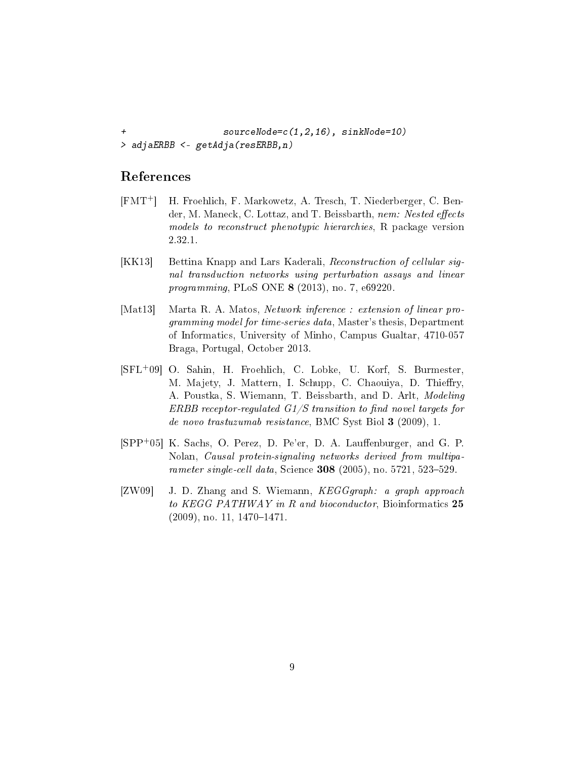```
+                  sourceNode=c(1,2,16), sinkNode=10)
> adjaERBB <- getAdja(resERBB,n)
```

## References

[FMT+] H. Froehlich, F. Markowetz, A. Tresch, T. Niederberger, C. Bender, M. Maneck, C. Lottaz, and T. Beissbarth, *nem: Nested effects models to reconstruct phenotypic hierarchies*, R package version 2.32.1.

[KK13] Bettina Knapp and Lars Kaderali, *Reconstruction of cellular signal transduction networks using perturbation assays and linear programming*, PLoS ONE **8** (2013), no. 7, e69220.

[Mat13] Marta R. A. Matos, *Network inference : extension of linear programming model for time-series data*, Master's thesis, Department of Informatics, University of Minho, Campus Gualtar, 4710-057 Braga, Portugal, October 2013.

[SFL+09] O. Sahin, H. Froehlich, C. Lobke, U. Korf, S. Burmester, M. Majety, J. Mattern, I. Schupp, C. Chaouiya, D. Thieffry, A. Poustka, S. Wiemann, T. Beissbarth, and D. Arlt, *Modeling ERBB receptor-regulated G1/S transition to find novel targets for de novo trastuzumab resistance*, BMC Syst Biol **3** (2009), 1.

[SPP+05] K. Sachs, O. Perez, D. Pe'er, D. A. Lauffenburger, and G. P. Nolan, *Causal protein-signaling networks derived from multiparameter single-cell data*, Science **308** (2005), no. 5721, 523–529.

[ZW09] J. D. Zhang and S. Wiemann, *KEGGgraph: a graph approach to KEGG PATHWAY in R and bioconductor*, Bioinformatics **25** (2009), no. 11, 1470–1471.